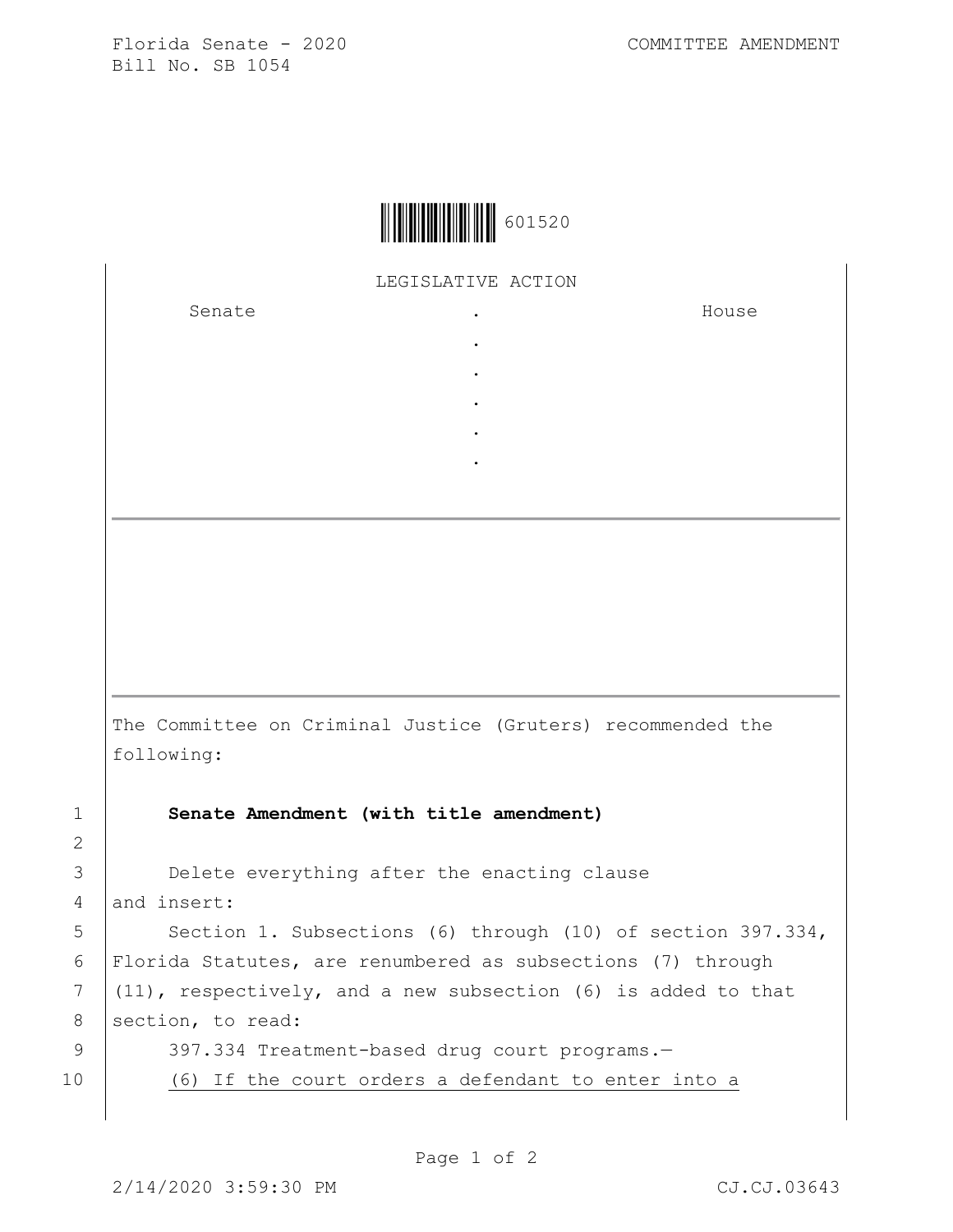Florida Senate - 2020 COMMITTEE AMENDMENT
Bill No. SB 1054

601520

LEGISLATIVE ACTION

| Senate | . | House |
|---|---|---|
| | . | |
| | . | |
| | . | |
| | . | |
| | . | |

The Committee on Criminal Justice (Gruters) recommended the following:

1 **Senate Amendment (with title amendment)**

2

3 Delete everything after the enacting clause
4 and insert:
5 Section 1. Subsections (6) through (10) of section 397.334,
6 Florida Statutes, are renumbered as subsections (7) through
7 (11), respectively, and a new subsection (6) is added to that
8 section, to read:
9 397.334 Treatment-based drug court programs.—
10 <u>(6) If the court orders a defendant to enter into a</u>

2/14/2020 3:59:30 PM CJ.CJ.03643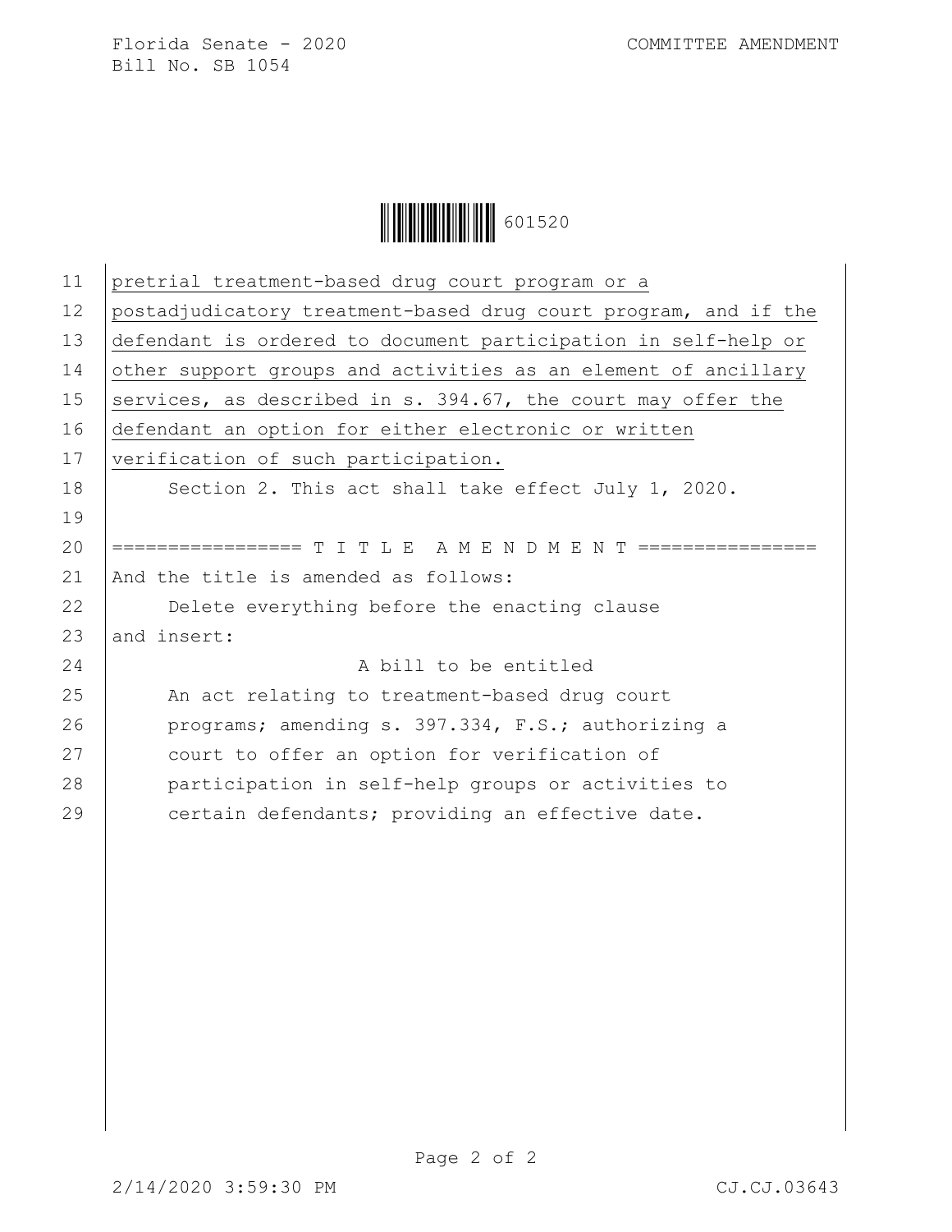pretrial treatment-based drug court program or a postadjudicatory treatment-based drug court program, and if the defendant is ordered to document participation in self-help or other support groups and activities as an element of ancillary services, as described in s. 394.67, the court may offer the defendant an option for either electronic or written verification of such participation.

Section 2. This act shall take effect July 1, 2020.

================= T I T L E A M E N D M E N T ================

And the title is amended as follows:

Delete everything before the enacting clause
and insert:

A bill to be entitled

An act relating to treatment-based drug court programs; amending s. 397.334, F.S.; authorizing a court to offer an option for verification of participation in self-help groups or activities to certain defendants; providing an effective date.